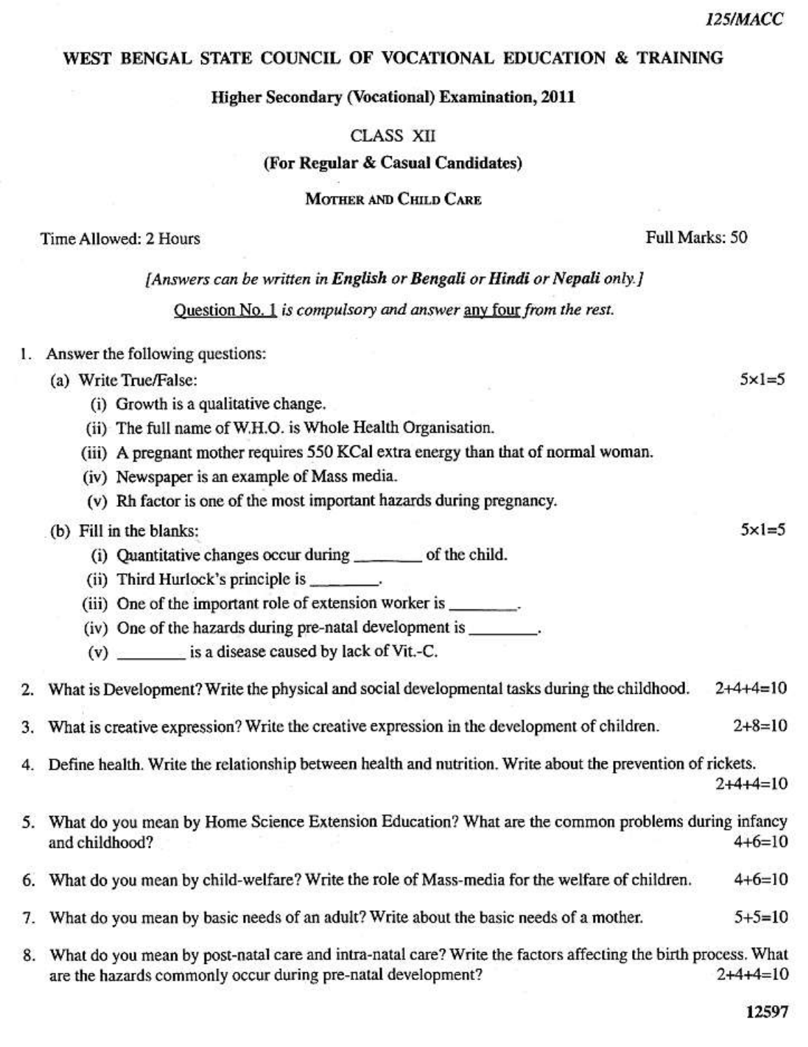125/MACC

# WEST BENGAL STATE COUNCIL OF VOCATIONAL EDUCATION & TRAINING

## Higher Secondary (Vocational) Examination, 2011

CLASS XII

**(For Regular & Casual Candidates)**

MOTHER AND CHILD CARE

Time Allowed: 2 Hours — Full Marks: 50

*[Answers can be written in **English** or **Bengali** or **Hindi** or **Nepali** only.]*

Question No. 1 *is compulsory and answer* any four *from the rest.*

1. Answer the following questions:

   (a) Write True/False: $5\times1=5$

   (i) Growth is a qualitative change.

   (ii) The full name of W.H.O. is Whole Health Organisation.

   (iii) A pregnant mother requires 550 KCal extra energy than that of normal woman.

   (iv) Newspaper is an example of Mass media.

   (v) Rh factor is one of the most important hazards during pregnancy.

   (b) Fill in the blanks: $5\times1=5$

   (i) Quantitative changes occur during ________ of the child.

   (ii) Third Hurlock's principle is ________.

   (iii) One of the important role of extension worker is ________.

   (iv) One of the hazards during pre-natal development is ________.

   (v) ________ is a disease caused by lack of Vit.-C.

2. What is Development? Write the physical and social developmental tasks during the childhood. $2+4+4=10$

3. What is creative expression? Write the creative expression in the development of children. $2+8=10$

4. Define health. Write the relationship between health and nutrition. Write about the prevention of rickets. $2+4+4=10$

5. What do you mean by Home Science Extension Education? What are the common problems during infancy and childhood? $4+6=10$

6. What do you mean by child-welfare? Write the role of Mass-media for the welfare of children. $4+6=10$

7. What do you mean by basic needs of an adult? Write about the basic needs of a mother. $5+5=10$

8. What do you mean by post-natal care and intra-natal care? Write the factors affecting the birth process. What are the hazards commonly occur during pre-natal development? $2+4+4=10$

12597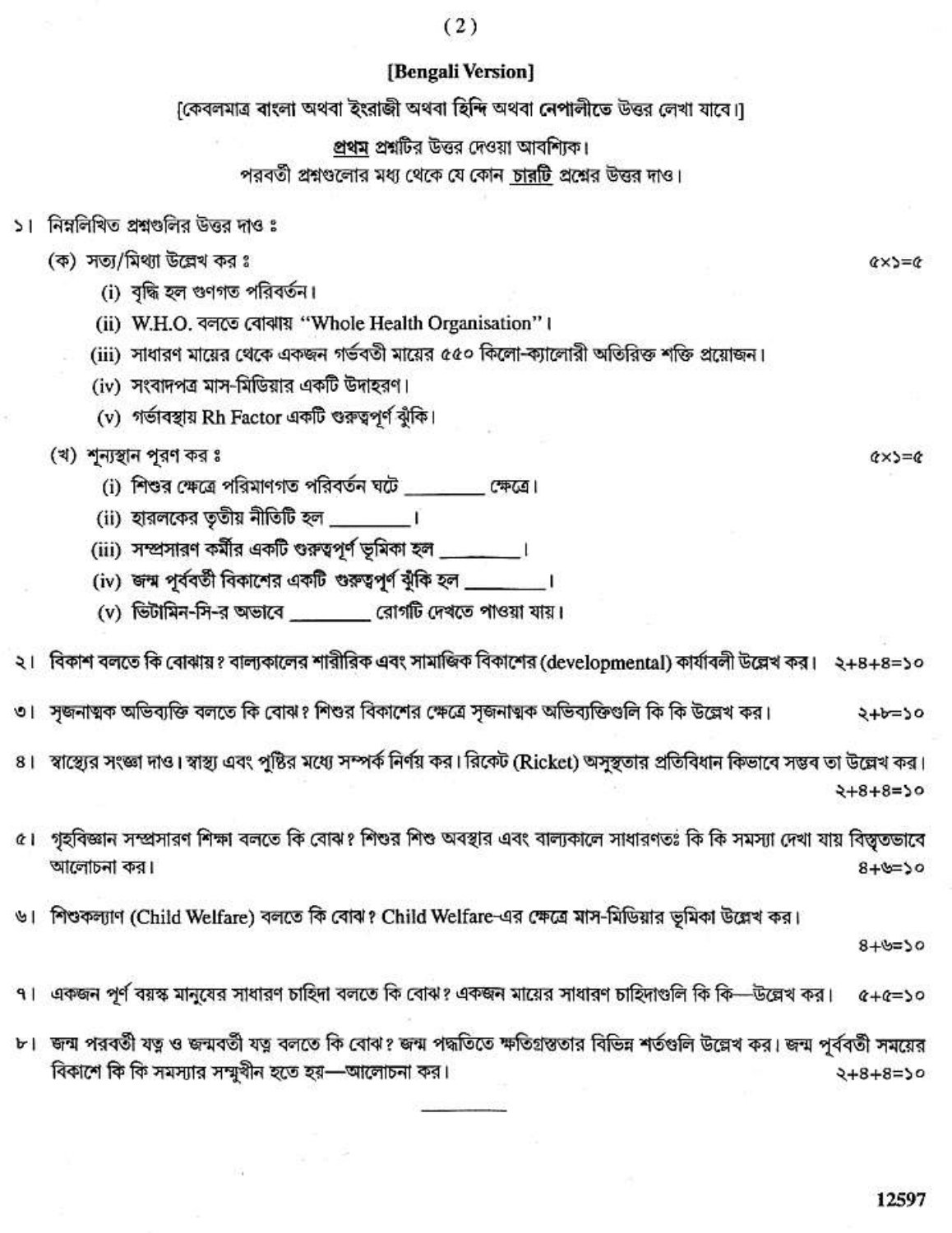## [Bengali Version]

[কেবলমাত্র বাংলা অথবা ইংরাজী অথবা হিন্দি অথবা নেপালীতে উত্তর লেখা যাবে।]

**প্রথম** প্রশ্নটির উত্তর দেওয়া আবশ্যিক।

পরবর্তী প্রশ্নগুলোর মধ্য থেকে যে কোন **চারটি** প্রশ্নের উত্তর দাও।

১। নিম্নলিখিত প্রশ্নগুলির উত্তর দাও ঃ

(ক) সত্য/মিথ্যা উল্লেখ কর ঃ  ৫×১=৫

(i) বৃদ্ধি হল গুণগত পরিবর্তন।

(ii) W.H.O. বলতে বোঝায় "Whole Health Organisation"।

(iii) সাধারণ মায়ের থেকে একজন গর্ভবতী মায়ের ৫৫০ কিলো-ক্যালোরী অতিরিক্ত শক্তি প্রয়োজন।

(iv) সংবাদপত্র মাস-মিডিয়ার একটি উদাহরণ।

(v) গর্ভাবস্থায় Rh Factor একটি গুরুত্বপূর্ণ ঝুঁকি।

(খ) শূন্যস্থান পূরণ কর ঃ  ৫×১=৫

(i) শিশুর ক্ষেত্রে পরিমাণগত পরিবর্তন ঘটে ________ ক্ষেত্রে।

(ii) হারলকের তৃতীয় নীতিটি হল ________।

(iii) সম্প্রসারণ কর্মীর একটি গুরুত্বপূর্ণ ভূমিকা হল ________।

(iv) জন্ম পূর্ববর্তী বিকাশের একটি গুরুত্বপূর্ণ ঝুঁকি হল ________।

(v) ভিটামিন-সি-র অভাবে ________ রোগটি দেখতে পাওয়া যায়।

২। বিকাশ বলতে কি বোঝায়? বাল্যকালের শারীরিক এবং সামাজিক বিকাশের (developmental) কার্যাবলী উল্লেখ কর।  ২+৪+৪=১০

৩। সৃজনাত্মক অভিব্যক্তি বলতে কি বোঝ? শিশুর বিকাশের ক্ষেত্রে সৃজনাত্মক অভিব্যক্তিগুলি কি কি উল্লেখ কর।  ২+৮=১০

৪। স্বাস্থ্যের সংজ্ঞা দাও। স্বাস্থ্য এবং পুষ্টির মধ্যে সম্পর্ক নির্ণয় কর। রিকেট (Ricket) অসুস্থতার প্রতিবিধান কিভাবে সম্ভব তা উল্লেখ কর।  ২+৪+৪=১০

৫। গৃহবিজ্ঞান সম্প্রসারণ শিক্ষা বলতে কি বোঝ? শিশুর শিশু অবস্থার এবং বাল্যকালে সাধারণতঃ কি কি সমস্যা দেখা যায় বিস্তৃতভাবে আলোচনা কর।  ৪+৬=১০

৬। শিশুকল্যাণ (Child Welfare) বলতে কি বোঝ? Child Welfare-এর ক্ষেত্রে মাস-মিডিয়ার ভূমিকা উল্লেখ কর।  ৪+৬=১০

৭। একজন পূর্ণ বয়স্ক মানুষের সাধারণ চাহিদা বলতে কি বোঝ? একজন মায়ের সাধারণ চাহিদাগুলি কি কি—উল্লেখ কর।  ৫+৫=১০

৮। জন্ম পরবর্তী যত্ন ও জন্মবর্তী যত্ন বলতে কি বোঝ? জন্ম পদ্ধতিতে ক্ষতিগ্রস্ততার বিভিন্ন শর্তগুলি উল্লেখ কর। জন্ম পূর্ববর্তী সময়ের বিকাশে কি কি সমস্যার সম্মুখীন হতে হয়—আলোচনা কর।  ২+৪+৪=১০

12597